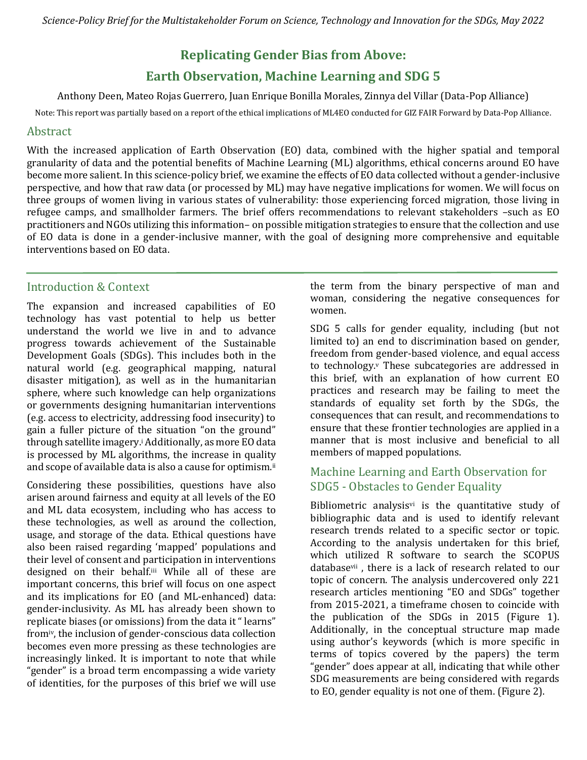*Science-Policy Brief for the Multistakeholder Forum on Science, Technology and Innovation for the SDGs, May 2022*

# Replicating Gender Bias from Above: Earth Observation, Machine Learning and SDG 5

Anthony Deen, Mateo Rojas Guerrero, Juan Enrique Bonilla Morales, Zinnya del Villar (Data-Pop Alliance)

Note: This report was partially based on a report of the ethical implications of ML4EO conducted for GIZ FAIR Forward by Data-Pop Alliance.

## Abstract

With the increased application of Earth Observation (EO) data, combined with the higher spatial and temporal granularity of data and the potential benefits of Machine Learning (ML) algorithms, ethical concerns around EO have become more salient. In this science-policy brief, we examine the effects of EO data collected without a gender-inclusive perspective, and how that raw data (or processed by ML) may have negative implications for women. We will focus on three groups of women living in various states of vulnerability: those experiencing forced migration, those living in refugee camps, and smallholder farmers. The brief offers recommendations to relevant stakeholders –such as EO practitioners and NGOs utilizing this information– on possible mitigation strategies to ensure that the collection and use of EO data is done in a gender-inclusive manner, with the goal of designing more comprehensive and equitable interventions based on EO data.

## Introduction & Context

The expansion and increased capabilities of EO technology has vast potential to help us better understand the world we live in and to advance progress towards achievement of the Sustainable Development Goals (SDGs). This includes both in the natural world (e.g. geographical mapping, natural disaster mitigation), as well as in the humanitarian sphere, where such knowledge can help organizations or governments designing humanitarian interventions (e.g. access to electricity, addressing food insecurity) to gain a fuller picture of the situation "on the ground" through satellite imagery.[i] Additionally, as more EO data is processed by ML algorithms, the increase in quality and scope of available data is also a cause for optimism.[ii]

Considering these possibilities, questions have also arisen around fairness and equity at all levels of the EO and ML data ecosystem, including who has access to these technologies, as well as around the collection, usage, and storage of the data. Ethical questions have also been raised regarding 'mapped' populations and their level of consent and participation in interventions designed on their behalf.[iii] While all of these are important concerns, this brief will focus on one aspect and its implications for EO (and ML-enhanced) data: gender-inclusivity. As ML has already been shown to replicate biases (or omissions) from the data it " learns" from[iv], the inclusion of gender-conscious data collection becomes even more pressing as these technologies are increasingly linked. It is important to note that while "gender" is a broad term encompassing a wide variety of identities, for the purposes of this brief we will use the term from the binary perspective of man and woman, considering the negative consequences for women.

SDG 5 calls for gender equality, including (but not limited to) an end to discrimination based on gender, freedom from gender-based violence, and equal access to technology.[v] These subcategories are addressed in this brief, with an explanation of how current EO practices and research may be failing to meet the standards of equality set forth by the SDGs, the consequences that can result, and recommendations to ensure that these frontier technologies are applied in a manner that is most inclusive and beneficial to all members of mapped populations.

## Machine Learning and Earth Observation for SDG5 - Obstacles to Gender Equality

Bibliometric analysis[vi] is the quantitative study of bibliographic data and is used to identify relevant research trends related to a specific sector or topic. According to the analysis undertaken for this brief, which utilized R software to search the SCOPUS database[vii] , there is a lack of research related to our topic of concern. The analysis undercovered only 221 research articles mentioning "EO and SDGs" together from 2015-2021, a timeframe chosen to coincide with the publication of the SDGs in 2015 (Figure 1). Additionally, in the conceptual structure map made using author's keywords (which is more specific in terms of topics covered by the papers) the term "gender" does appear at all, indicating that while other SDG measurements are being considered with regards to EO, gender equality is not one of them. (Figure 2).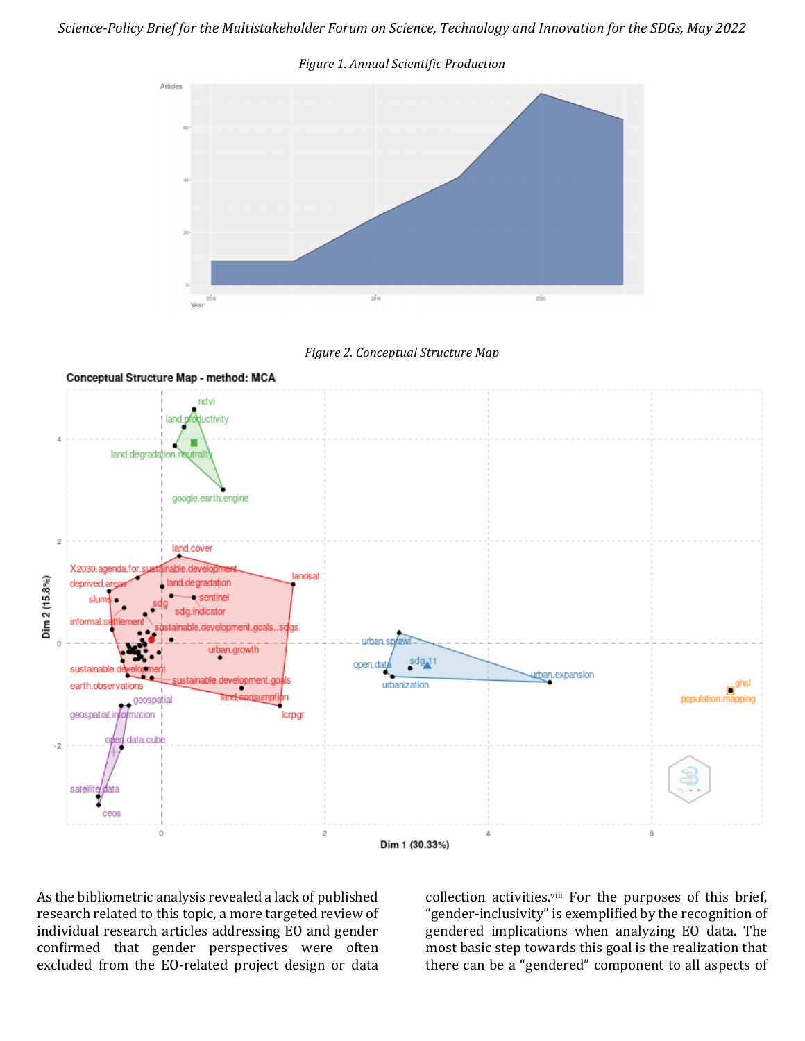*Figure 1. Annual Scientific Production*

*Figure 2. Conceptual Structure Map*

As the bibliometric analysis revealed a lack of published research related to this topic, a more targeted review of individual research articles addressing EO and gender confirmed that gender perspectives were often excluded from the EO-related project design or data collection activities.[viii] For the purposes of this brief, "gender-inclusivity" is exemplified by the recognition of gendered implications when analyzing EO data. The most basic step towards this goal is the realization that there can be a "gendered" component to all aspects of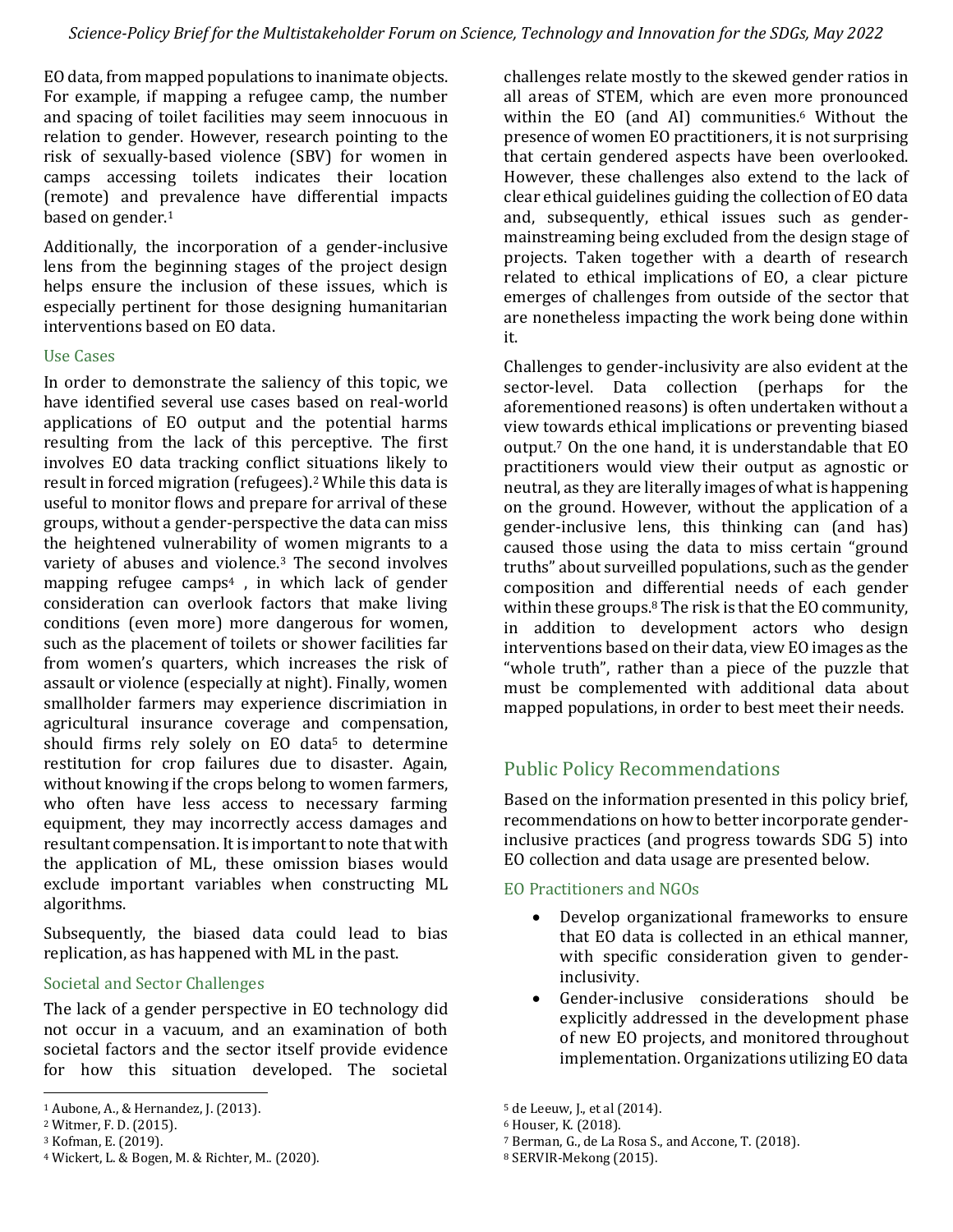EO data, from mapped populations to inanimate objects. For example, if mapping a refugee camp, the number and spacing of toilet facilities may seem innocuous in relation to gender. However, research pointing to the risk of sexually-based violence (SBV) for women in camps accessing toilets indicates their location (remote) and prevalence have differential impacts based on gender.[1]

Additionally, the incorporation of a gender-inclusive lens from the beginning stages of the project design helps ensure the inclusion of these issues, which is especially pertinent for those designing humanitarian interventions based on EO data.

### Use Cases

In order to demonstrate the saliency of this topic, we have identified several use cases based on real-world applications of EO output and the potential harms resulting from the lack of this perceptive. The first involves EO data tracking conflict situations likely to result in forced migration (refugees).[2] While this data is useful to monitor flows and prepare for arrival of these groups, without a gender-perspective the data can miss the heightened vulnerability of women migrants to a variety of abuses and violence.[3] The second involves mapping refugee camps[4] , in which lack of gender consideration can overlook factors that make living conditions (even more) more dangerous for women, such as the placement of toilets or shower facilities far from women's quarters, which increases the risk of assault or violence (especially at night). Finally, women smallholder farmers may experience discrimiation in agricultural insurance coverage and compensation, should firms rely solely on EO data[5] to determine restitution for crop failures due to disaster. Again, without knowing if the crops belong to women farmers, who often have less access to necessary farming equipment, they may incorrectly access damages and resultant compensation. It is important to note that with the application of ML, these omission biases would exclude important variables when constructing ML algorithms.

Subsequently, the biased data could lead to bias replication, as has happened with ML in the past.

### Societal and Sector Challenges

The lack of a gender perspective in EO technology did not occur in a vacuum, and an examination of both societal factors and the sector itself provide evidence for how this situation developed. The societal challenges relate mostly to the skewed gender ratios in all areas of STEM, which are even more pronounced within the EO (and AI) communities.[6] Without the presence of women EO practitioners, it is not surprising that certain gendered aspects have been overlooked. However, these challenges also extend to the lack of clear ethical guidelines guiding the collection of EO data and, subsequently, ethical issues such as gender-mainstreaming being excluded from the design stage of projects. Taken together with a dearth of research related to ethical implications of EO, a clear picture emerges of challenges from outside of the sector that are nonetheless impacting the work being done within it.

Challenges to gender-inclusivity are also evident at the sector-level. Data collection (perhaps for the aforementioned reasons) is often undertaken without a view towards ethical implications or preventing biased output.[7] On the one hand, it is understandable that EO practitioners would view their output as agnostic or neutral, as they are literally images of what is happening on the ground. However, without the application of a gender-inclusive lens, this thinking can (and has) caused those using the data to miss certain "ground truths" about surveilled populations, such as the gender composition and differential needs of each gender within these groups.[8] The risk is that the EO community, in addition to development actors who design interventions based on their data, view EO images as the "whole truth", rather than a piece of the puzzle that must be complemented with additional data about mapped populations, in order to best meet their needs.

## Public Policy Recommendations

Based on the information presented in this policy brief, recommendations on how to better incorporate gender-inclusive practices (and progress towards SDG 5) into EO collection and data usage are presented below.

### EO Practitioners and NGOs

- Develop organizational frameworks to ensure that EO data is collected in an ethical manner, with specific consideration given to gender-inclusivity.
- Gender-inclusive considerations should be explicitly addressed in the development phase of new EO projects, and monitored throughout implementation. Organizations utilizing EO data

---

[1] Aubone, A., & Hernandez, J. (2013).
[2] Witmer, F. D. (2015).
[3] Kofman, E. (2019).
[4] Wickert, L. & Bogen, M. & Richter, M.. (2020).
[5] de Leeuw, J., et al (2014).
[6] Houser, K. (2018).
[7] Berman, G., de La Rosa S., and Accone, T. (2018).
[8] SERVIR-Mekong (2015).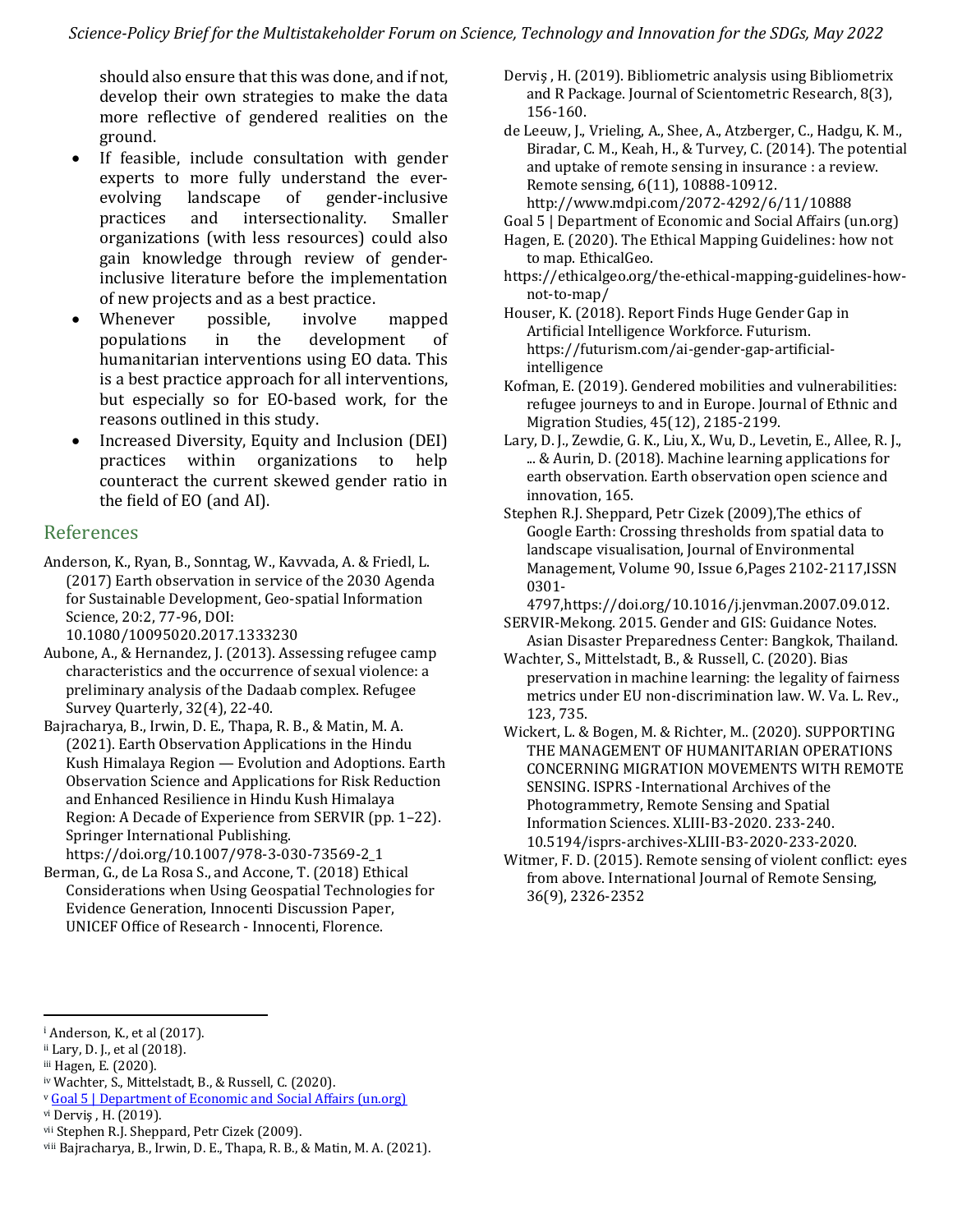should also ensure that this was done, and if not, develop their own strategies to make the data more reflective of gendered realities on the ground.

- If feasible, include consultation with gender experts to more fully understand the ever-evolving landscape of gender-inclusive practices and intersectionality. Smaller organizations (with less resources) could also gain knowledge through review of gender-inclusive literature before the implementation of new projects and as a best practice.
- Whenever possible, involve mapped populations in the development of humanitarian interventions using EO data. This is a best practice approach for all interventions, but especially so for EO-based work, for the reasons outlined in this study.
- Increased Diversity, Equity and Inclusion (DEI) practices within organizations to help counteract the current skewed gender ratio in the field of EO (and AI).

## References

Anderson, K., Ryan, B., Sonntag, W., Kavvada, A. & Friedl, L. (2017) Earth observation in service of the 2030 Agenda for Sustainable Development, Geo-spatial Information Science, 20:2, 77-96, DOI: 10.1080/10095020.2017.1333230

Aubone, A., & Hernandez, J. (2013). Assessing refugee camp characteristics and the occurrence of sexual violence: a preliminary analysis of the Dadaab complex. Refugee Survey Quarterly, 32(4), 22-40.

Bajracharya, B., Irwin, D. E., Thapa, R. B., & Matin, M. A. (2021). Earth Observation Applications in the Hindu Kush Himalaya Region — Evolution and Adoptions. Earth Observation Science and Applications for Risk Reduction and Enhanced Resilience in Hindu Kush Himalaya Region: A Decade of Experience from SERVIR (pp. 1–22). Springer International Publishing. https://doi.org/10.1007/978-3-030-73569-2_1

Berman, G., de La Rosa S., and Accone, T. (2018) Ethical Considerations when Using Geospatial Technologies for Evidence Generation, Innocenti Discussion Paper, UNICEF Office of Research - Innocenti, Florence.

Derviş , H. (2019). Bibliometric analysis using Bibliometrix and R Package. Journal of Scientometric Research, 8(3), 156-160.

de Leeuw, J., Vrieling, A., Shee, A., Atzberger, C., Hadgu, K. M., Biradar, C. M., Keah, H., & Turvey, C. (2014). The potential and uptake of remote sensing in insurance : a review. Remote sensing, 6(11), 10888-10912. http://www.mdpi.com/2072-4292/6/11/10888

Goal 5 | Department of Economic and Social Affairs (un.org)

Hagen, E. (2020). The Ethical Mapping Guidelines: how not to map. EthicalGeo. https://ethicalgeo.org/the-ethical-mapping-guidelines-how-not-to-map/

Houser, K. (2018). Report Finds Huge Gender Gap in Artificial Intelligence Workforce. Futurism. https://futurism.com/ai-gender-gap-artificial-intelligence

Kofman, E. (2019). Gendered mobilities and vulnerabilities: refugee journeys to and in Europe. Journal of Ethnic and Migration Studies, 45(12), 2185-2199.

Lary, D. J., Zewdie, G. K., Liu, X., Wu, D., Levetin, E., Allee, R. J., ... & Aurin, D. (2018). Machine learning applications for earth observation. Earth observation open science and innovation, 165.

Stephen R.J. Sheppard, Petr Cizek (2009),The ethics of Google Earth: Crossing thresholds from spatial data to landscape visualisation, Journal of Environmental Management, Volume 90, Issue 6,Pages 2102-2117,ISSN 0301-4797,https://doi.org/10.1016/j.jenvman.2007.09.012.

SERVIR-Mekong. 2015. Gender and GIS: Guidance Notes. Asian Disaster Preparedness Center: Bangkok, Thailand.

Wachter, S., Mittelstadt, B., & Russell, C. (2020). Bias preservation in machine learning: the legality of fairness metrics under EU non-discrimination law. W. Va. L. Rev., 123, 735.

Wickert, L. & Bogen, M. & Richter, M.. (2020). SUPPORTING THE MANAGEMENT OF HUMANITARIAN OPERATIONS CONCERNING MIGRATION MOVEMENTS WITH REMOTE SENSING. ISPRS -International Archives of the Photogrammetry, Remote Sensing and Spatial Information Sciences. XLIII-B3-2020. 233-240. 10.5194/isprs-archives-XLIII-B3-2020-233-2020.

Witmer, F. D. (2015). Remote sensing of violent conflict: eyes from above. International Journal of Remote Sensing, 36(9), 2326-2352

---

[i] Anderson, K., et al (2017).
[ii] Lary, D. J., et al (2018).
[iii] Hagen, E. (2020).
[iv] Wachter, S., Mittelstadt, B., & Russell, C. (2020).
[v] Goal 5 | Department of Economic and Social Affairs (un.org)
[vi] Derviş , H. (2019).
[vii] Stephen R.J. Sheppard, Petr Cizek (2009).
[viii] Bajracharya, B., Irwin, D. E., Thapa, R. B., & Matin, M. A. (2021).